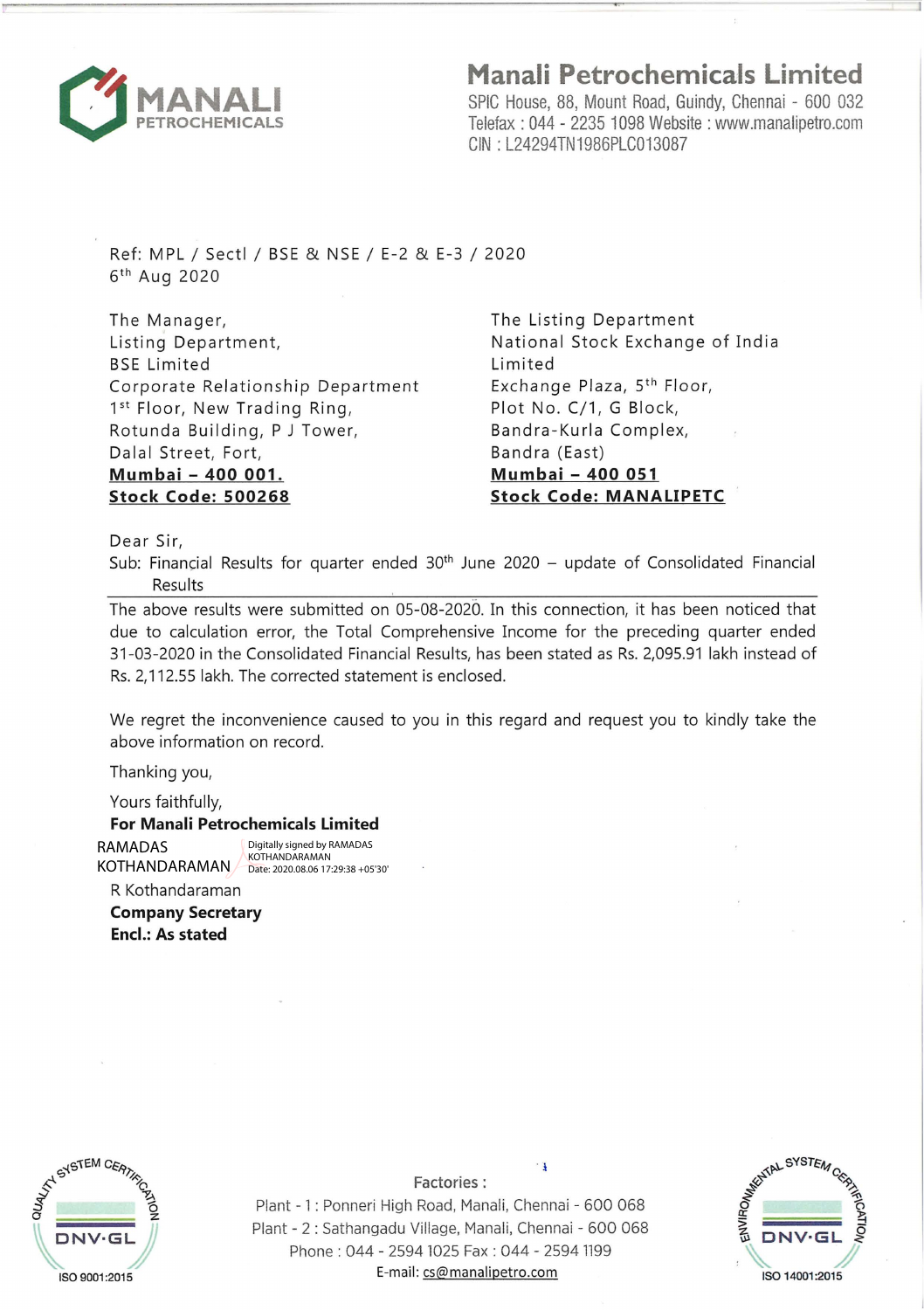# Manali Petrochemicals Limited

SPIC House, 88, Mount Road, Guindy, Chennai - 600 032
Telefax : 044 - 2235 1098 Website : www.manalipetro.com
CIN : L24294TN1986PLC013087

Ref: MPL / Sectl / BSE & NSE / E-2 & E-3 / 2020
6th Aug 2020

The Manager,
Listing Department,
BSE Limited
Corporate Relationship Department
1st Floor, New Trading Ring,
Rotunda Building, P J Tower,
Dalal Street, Fort,
**Mumbai – 400 001.**
**Stock Code: 500268**

The Listing Department
National Stock Exchange of India Limited
Exchange Plaza, 5th Floor,
Plot No. C/1, G Block,
Bandra-Kurla Complex,
Bandra (East)
**Mumbai – 400 051**
**Stock Code: MANALIPETC**

Dear Sir,

Sub: Financial Results for quarter ended 30th June 2020 – update of Consolidated Financial Results

The above results were submitted on 05-08-2020. In this connection, it has been noticed that due to calculation error, the Total Comprehensive Income for the preceding quarter ended 31-03-2020 in the Consolidated Financial Results, has been stated as Rs. 2,095.91 lakh instead of Rs. 2,112.55 lakh. The corrected statement is enclosed.

We regret the inconvenience caused to you in this regard and request you to kindly take the above information on record.

Thanking you,

Yours faithfully,

**For Manali Petrochemicals Limited**

RAMADAS KOTHANDARAMAN — Digitally signed by RAMADAS KOTHANDARAMAN Date: 2020.08.06 17:29:38 +05'30'

R Kothandaraman
**Company Secretary**
**Encl.: As stated**

Factories :
Plant - 1 : Ponneri High Road, Manali, Chennai - 600 068
Plant - 2 : Sathangadu Village, Manali, Chennai - 600 068
Phone : 044 - 2594 1025 Fax : 044 - 2594 1199
E-mail: cs@manalipetro.com

ISO 9001:2015 ISO 14001:2015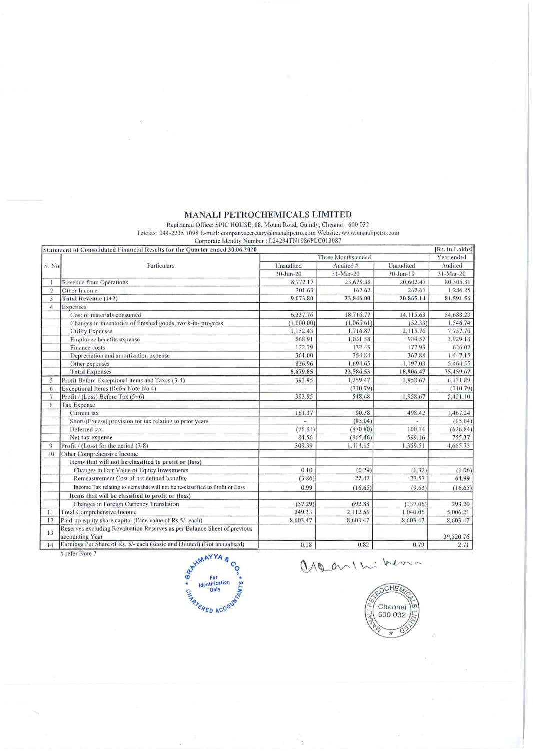# MANALI PETROCHEMICALS LIMITED

Registered Office: SPIC HOUSE, 88, Mount Road, Guindy, Chennai - 600 032
Telefax: 044-2235 1098 E-mail: companysecretary@manalipetro.com Website: www.manalipetro.com
Corporate Identity Number : L24294TN1986PLC013087

| Statement of Consolidated Financial Results for the Quarter ended 30.06.2020 | | | | | [Rs. in Lakhs] |
|---|---|---|---|---|---|
| S. No | Particulars | Three Months ended | | | Year ended |
| | | Unaudited | Audited # | Unaudited | Audited |
| | | 30-Jun-20 | 31-Mar-20 | 30-Jun-19 | 31-Mar-20 |
| 1 | Revenue from Operations | 8,772.17 | 23,678.38 | 20,602.47 | 80,305.31 |
| 2 | Other Income | 301.63 | 167.62 | 262.67 | 1,286.25 |
| 3 | **Total Revenue (1+2)** | **9,073.80** | **23,846.00** | **20,865.14** | **81,591.56** |
| 4 | Expenses | | | | |
| | Cost of materials consumed | 6,337.76 | 18,716.77 | 14,115.63 | 54,688.29 |
| | Changes in inventories of finished goods, work-in- progress | (1,000.00) | (1,065.61) | (52.33) | 1,546.74 |
| | Utility Expenses | 1,152.43 | 1,716.87 | 2,115.76 | 7,757.70 |
| | Employee benefits expense | 868.91 | 1,031.58 | 984.57 | 3,929.18 |
| | Finance costs | 122.79 | 137.43 | 177.93 | 626.07 |
| | Depreciation and amortization expense | 361.00 | 354.84 | 367.88 | 1,447.15 |
| | Other expenses | 836.96 | 1,694.65 | 1,197.03 | 5,464.55 |
| | **Total Expenses** | **8,679.85** | **22,586.53** | **18,906.47** | **75,459.67** |
| 5 | Profit Before Exceptional items and Taxes (3-4) | 393.95 | 1,259.47 | 1,958.67 | 6,131.89 |
| 6 | Exceptional Items (Refer Note No 4) | - | (710.79) | - | (710.79) |
| 7 | Profit / (Loss) Before Tax (5+6) | 393.95 | 548.68 | 1,958.67 | 5,421.10 |
| 8 | Tax Expense | | | | |
| | Current tax | 161.37 | 90.38 | 498.42 | 1,467.24 |
| | Short/(Excess) provision for tax relating to prior years | - | (85.04) | - | (85.04) |
| | Deferred tax | (76.81) | (870.80) | 100.74 | (626.84) |
| | **Net tax expense** | 84.56 | (865.46) | 599.16 | 755.37 |
| 9 | Profit / (Loss) for the period (7-8) | 309.39 | 1,414.15 | 1,359.51 | 4,665.73 |
| 10 | Other Comprehensive Income | | | | |
| | **Items that will not be classified to profit or (loss)** | | | | |
| | Changes in Fair Value of Equity Investments | 0.10 | (0.29) | (0.32) | (1.06) |
| | Remeasurement Cost of net defined benefits | (3.86) | 22.47 | 27.57 | 64.99 |
| | Income Tax relating to items that will not be re-classified to Profit or Loss | 0.99 | (16.65) | (9.63) | (16.65) |
| | **Items that will be classified to profit or (loss)** | | | | |
| | Changes in Foreign Currency Translation | (57.29) | 692.88 | (337.06) | 293.20 |
| 11 | Total Comprehensive Income | 249.33 | 2,112.55 | 1,040.06 | 5,006.21 |
| 12 | Paid-up equity share capital (Face value of Rs.5/- each) | 8,603.47 | 8,603.47 | 8,603.47 | 8,603.47 |
| 13 | Reserves excluding Revaluation Reserves as per Balance Sheet of previous accounting Year | | | | 39,520.76 |
| 14 | Earnings Per Share of Rs. 5/- each (Basic and Diluted) (Not annualised) | 0.18 | 0.82 | 0.79 | 2.71 |

# refer Note 7

BRAHMAYYA & CO. CHARTERED ACCOUNTANTS — For Identification Only

MANALI PETROCHEMICALS LIMITED Chennai 600 032